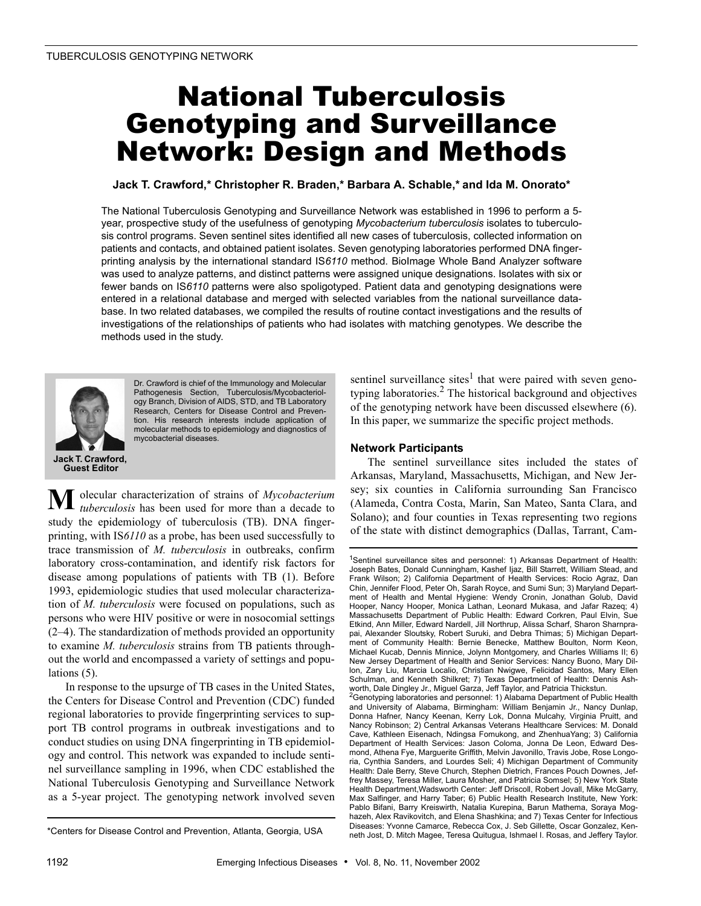# National Tuberculosis Genotyping and Surveillance Network: Design and Methods

**Jack T. Crawford,\* Christopher R. Braden,\* Barbara A. Schable,\* and Ida M. Onorato\***

The National Tuberculosis Genotyping and Surveillance Network was established in 1996 to perform a 5-year, prospective study of the usefulness of genotyping *Mycobacterium tuberculosis* isolates to tuberculosis control programs. Seven sentinel sites identified all new cases of tuberculosis, collected information on patients and contacts, and obtained patient isolates. Seven genotyping laboratories performed DNA fingerprinting analysis by the international standard IS*6110* method. BioImage Whole Band Analyzer software was used to analyze patterns, and distinct patterns were assigned unique designations. Isolates with six or fewer bands on IS*6110* patterns were also spoligotyped. Patient data and genotyping designations were entered in a relational database and merged with selected variables from the national surveillance database. In two related databases, we compiled the results of routine contact investigations and the results of investigations of the relationships of patients who had isolates with matching genotypes. We describe the methods used in the study.

Dr. Crawford is chief of the Immunology and Molecular Pathogenesis Section, Tuberculosis/Mycobacteriology Branch, Division of AIDS, STD, and TB Laboratory Research, Centers for Disease Control and Prevention. His research interests include application of molecular methods to epidemiology and diagnostics of mycobacterial diseases.

**Jack T. Crawford, Guest Editor**

Molecular characterization of strains of *Mycobacterium tuberculosis* has been used for more than a decade to study the epidemiology of tuberculosis (TB). DNA fingerprinting, with IS*6110* as a probe, has been used successfully to trace transmission of *M. tuberculosis* in outbreaks, confirm laboratory cross-contamination, and identify risk factors for disease among populations of patients with TB (1). Before 1993, epidemiologic studies that used molecular characterization of *M. tuberculosis* were focused on populations, such as persons who were HIV positive or were in nosocomial settings (2–4). The standardization of methods provided an opportunity to examine *M. tuberculosis* strains from TB patients throughout the world and encompassed a variety of settings and populations (5).

In response to the upsurge of TB cases in the United States, the Centers for Disease Control and Prevention (CDC) funded regional laboratories to provide fingerprinting services to support TB control programs in outbreak investigations and to conduct studies on using DNA fingerprinting in TB epidemiology and control. This network was expanded to include sentinel surveillance sampling in 1996, when CDC established the National Tuberculosis Genotyping and Surveillance Network as a 5-year project. The genotyping network involved seven sentinel surveillance sites[1] that were paired with seven genotyping laboratories.[2] The historical background and objectives of the genotyping network have been discussed elsewhere (6). In this paper, we summarize the specific project methods.

## Network Participants

The sentinel surveillance sites included the states of Arkansas, Maryland, Massachusetts, Michigan, and New Jersey; six counties in California surrounding San Francisco (Alameda, Contra Costa, Marin, San Mateo, Santa Clara, and Solano); and four counties in Texas representing two regions of the state with distinct demographics (Dallas, Tarrant, Cam-

\*Centers for Disease Control and Prevention, Atlanta, Georgia, USA

[1]Sentinel surveillance sites and personnel: 1) Arkansas Department of Health: Joseph Bates, Donald Cunningham, Kashef Ijaz, Bill Starrett, William Stead, and Frank Wilson; 2) California Department of Health Services: Rocio Agraz, Dan Chin, Jennifer Flood, Peter Oh, Sarah Royce, and Sumi Sun; 3) Maryland Department of Health and Mental Hygiene: Wendy Cronin, Jonathan Golub, David Hooper, Nancy Hooper, Monica Lathan, Leonard Mukasa, and Jafar Razeq; 4) Massachusetts Department of Public Health: Edward Corkren, Paul Elvin, Sue Etkind, Ann Miller, Edward Nardell, Jill Northrup, Alissa Scharf, Sharon Sharnprapai, Alexander Sloutsky, Robert Suruki, and Debra Thimas; 5) Michigan Department of Community Health: Bernie Benecke, Matthew Boulton, Norm Keon, Michael Kucab, Dennis Minnice, Jolynn Montgomery, and Charles Williams II; 6) New Jersey Department of Health and Senior Services: Nancy Buono, Mary Dillon, Zary Liu, Marcia Localio, Christian Nwigwe, Felicidad Santos, Mary Ellen Schulman, and Kenneth Shilkret; 7) Texas Department of Health: Dennis Ashworth, Dale Dingley Jr., Miguel Garza, Jeff Taylor, and Patricia Thickstun.

[2]Genotyping laboratories and personnel: 1) Alabama Department of Public Health and University of Alabama, Birmingham: William Benjamin Jr., Nancy Dunlap, Donna Hafner, Nancy Keenan, Kerry Lok, Donna Mulcahy, Virginia Pruitt, and Nancy Robinson; 2) Central Arkansas Veterans Healthcare Services: M. Donald Cave, Kathleen Eisenach, Ndingsa Fomukong, and ZhenhuaYang; 3) California Department of Health Services: Jason Coloma, Jonna De Leon, Edward Desmond, Athena Fye, Marguerite Griffith, Melvin Javonillo, Travis Jobe, Rose Longoria, Cynthia Sanders, and Lourdes Seli; 4) Michigan Department of Community Health: Dale Berry, Steve Church, Stephen Dietrich, Frances Pouch Downes, Jeffrey Massey, Teresa Miller, Laura Mosher, and Patricia Somsel; 5) New York State Health Department,Wadsworth Center: Jeff Driscoll, Robert Jovall, Mike McGarry, Max Salfinger, and Harry Taber; 6) Public Health Research Institute, New York: Pablo Bifani, Barry Kreiswirth, Natalia Kurepina, Barun Mathema, Soraya Moghazeh, Alex Ravikovitch, and Elena Shashkina; and 7) Texas Center for Infectious Diseases: Yvonne Camarce, Rebecca Cox, J. Seb Gillette, Oscar Gonzalez, Kenneth Jost, D. Mitch Magee, Teresa Quitugua, Ishmael I. Rosas, and Jeffery Taylor.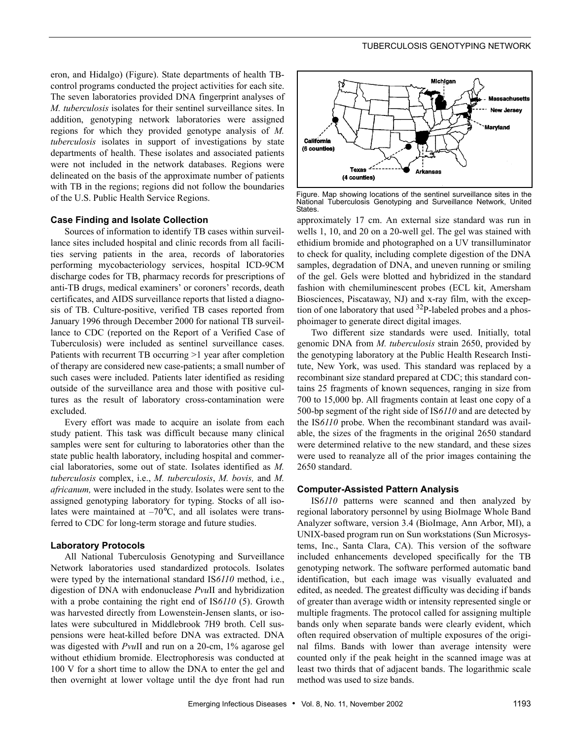eron, and Hidalgo) (Figure). State departments of health TB-control programs conducted the project activities for each site. The seven laboratories provided DNA fingerprint analyses of *M. tuberculosis* isolates for their sentinel surveillance sites. In addition, genotyping network laboratories were assigned regions for which they provided genotype analysis of *M. tuberculosis* isolates in support of investigations by state departments of health. These isolates and associated patients were not included in the network databases. Regions were delineated on the basis of the approximate number of patients with TB in the regions; regions did not follow the boundaries of the U.S. Public Health Service Regions.

Figure. Map showing locations of the sentinel surveillance sites in the National Tuberculosis Genotyping and Surveillance Network, United States.

### Case Finding and Isolate Collection

Sources of information to identify TB cases within surveillance sites included hospital and clinic records from all facilities serving patients in the area, records of laboratories performing mycobacteriology services, hospital ICD-9CM discharge codes for TB, pharmacy records for prescriptions of anti-TB drugs, medical examiners' or coroners' records, death certificates, and AIDS surveillance reports that listed a diagnosis of TB. Culture-positive, verified TB cases reported from January 1996 through December 2000 for national TB surveillance to CDC (reported on the Report of a Verified Case of Tuberculosis) were included as sentinel surveillance cases. Patients with recurrent TB occurring >1 year after completion of therapy are considered new case-patients; a small number of such cases were included. Patients later identified as residing outside of the surveillance area and those with positive cultures as the result of laboratory cross-contamination were excluded.

Every effort was made to acquire an isolate from each study patient. This task was difficult because many clinical samples were sent for culturing to laboratories other than the state public health laboratory, including hospital and commercial laboratories, some out of state. Isolates identified as *M. tuberculosis* complex, i.e., *M. tuberculosis*, *M. bovis,* and *M. africanum,* were included in the study. Isolates were sent to the assigned genotyping laboratory for typing. Stocks of all isolates were maintained at –70°C, and all isolates were transferred to CDC for long-term storage and future studies.

### Laboratory Protocols

All National Tuberculosis Genotyping and Surveillance Network laboratories used standardized protocols. Isolates were typed by the international standard IS*6110* method, i.e., digestion of DNA with endonuclease *Pvu*II and hybridization with a probe containing the right end of IS*6110* (5). Growth was harvested directly from Lowenstein-Jensen slants, or isolates were subcultured in Middlebrook 7H9 broth. Cell suspensions were heat-killed before DNA was extracted. DNA was digested with *Pvu*II and run on a 20-cm, 1% agarose gel without ethidium bromide. Electrophoresis was conducted at 100 V for a short time to allow the DNA to enter the gel and then overnight at lower voltage until the dye front had run approximately 17 cm. An external size standard was run in wells 1, 10, and 20 on a 20-well gel. The gel was stained with ethidium bromide and photographed on a UV transilluminator to check for quality, including complete digestion of the DNA samples, degradation of DNA, and uneven running or smiling of the gel. Gels were blotted and hybridized in the standard fashion with chemiluminescent probes (ECL kit, Amersham Biosciences, Piscataway, NJ) and x-ray film, with the exception of one laboratory that used $^{32}$P-labeled probes and a phosphoimager to generate direct digital images.

Two different size standards were used. Initially, total genomic DNA from *M. tuberculosis* strain 2650, provided by the genotyping laboratory at the Public Health Research Institute, New York, was used. This standard was replaced by a recombinant size standard prepared at CDC; this standard contains 25 fragments of known sequences, ranging in size from 700 to 15,000 bp. All fragments contain at least one copy of a 500-bp segment of the right side of IS*6110* and are detected by the IS*6110* probe. When the recombinant standard was available, the sizes of the fragments in the original 2650 standard were determined relative to the new standard, and these sizes were used to reanalyze all of the prior images containing the 2650 standard.

### Computer-Assisted Pattern Analysis

IS*6110* patterns were scanned and then analyzed by regional laboratory personnel by using BioImage Whole Band Analyzer software, version 3.4 (BioImage, Ann Arbor, MI), a UNIX-based program run on Sun workstations (Sun Microsystems, Inc., Santa Clara, CA). This version of the software included enhancements developed specifically for the TB genotyping network. The software performed automatic band identification, but each image was visually evaluated and edited, as needed. The greatest difficulty was deciding if bands of greater than average width or intensity represented single or multiple fragments. The protocol called for assigning multiple bands only when separate bands were clearly evident, which often required observation of multiple exposures of the original films. Bands with lower than average intensity were counted only if the peak height in the scanned image was at least two thirds that of adjacent bands. The logarithmic scale method was used to size bands.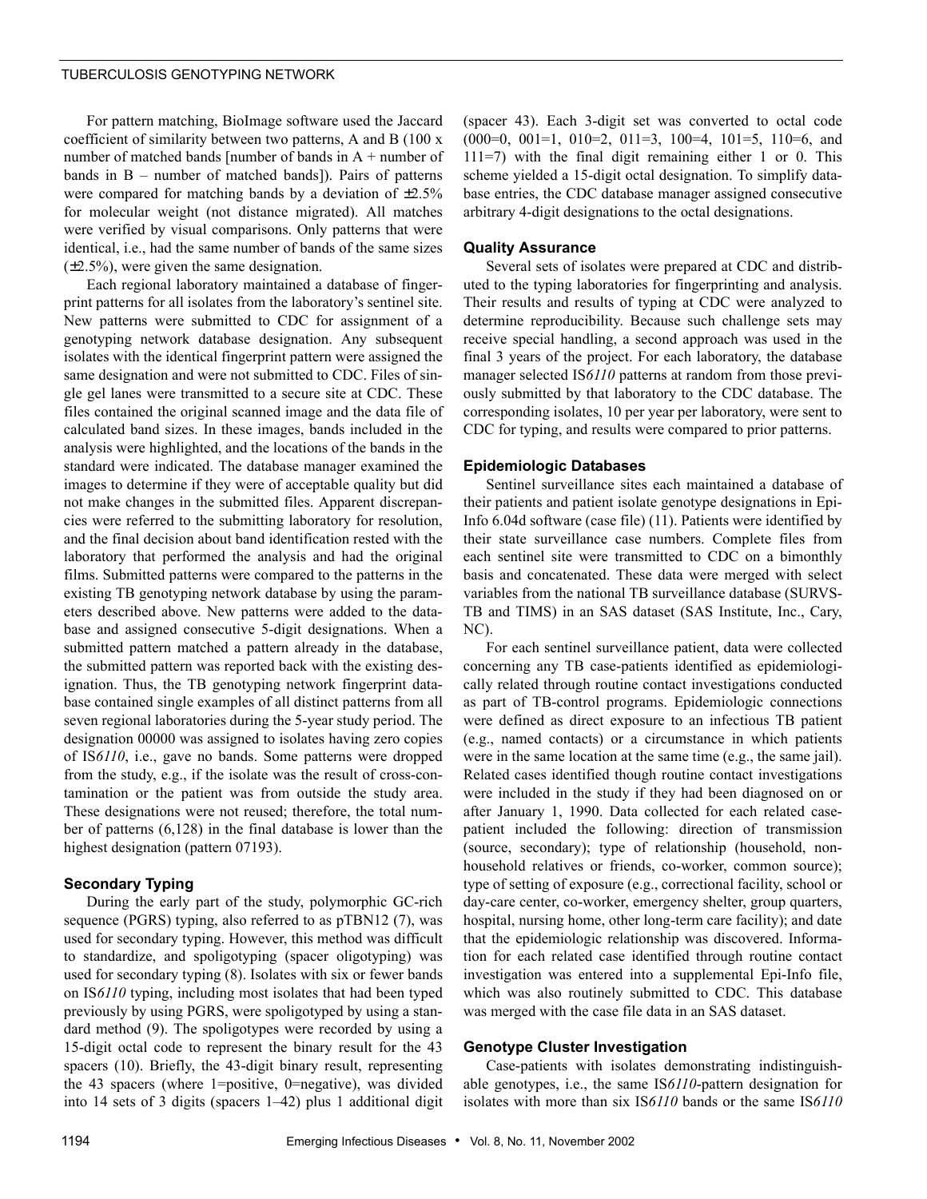For pattern matching, BioImage software used the Jaccard coefficient of similarity between two patterns, A and B (100 x number of matched bands [number of bands in A + number of bands in B – number of matched bands]). Pairs of patterns were compared for matching bands by a deviation of ±2.5% for molecular weight (not distance migrated). All matches were verified by visual comparisons. Only patterns that were identical, i.e., had the same number of bands of the same sizes (±2.5%), were given the same designation.

Each regional laboratory maintained a database of fingerprint patterns for all isolates from the laboratory's sentinel site. New patterns were submitted to CDC for assignment of a genotyping network database designation. Any subsequent isolates with the identical fingerprint pattern were assigned the same designation and were not submitted to CDC. Files of single gel lanes were transmitted to a secure site at CDC. These files contained the original scanned image and the data file of calculated band sizes. In these images, bands included in the analysis were highlighted, and the locations of the bands in the standard were indicated. The database manager examined the images to determine if they were of acceptable quality but did not make changes in the submitted files. Apparent discrepancies were referred to the submitting laboratory for resolution, and the final decision about band identification rested with the laboratory that performed the analysis and had the original films. Submitted patterns were compared to the patterns in the existing TB genotyping network database by using the parameters described above. New patterns were added to the database and assigned consecutive 5-digit designations. When a submitted pattern matched a pattern already in the database, the submitted pattern was reported back with the existing designation. Thus, the TB genotyping network fingerprint database contained single examples of all distinct patterns from all seven regional laboratories during the 5-year study period. The designation 00000 was assigned to isolates having zero copies of IS*6110*, i.e., gave no bands. Some patterns were dropped from the study, e.g., if the isolate was the result of cross-contamination or the patient was from outside the study area. These designations were not reused; therefore, the total number of patterns (6,128) in the final database is lower than the highest designation (pattern 07193).

### Secondary Typing

During the early part of the study, polymorphic GC-rich sequence (PGRS) typing, also referred to as pTBN12 (7), was used for secondary typing. However, this method was difficult to standardize, and spoligotyping (spacer oligotyping) was used for secondary typing (8). Isolates with six or fewer bands on IS*6110* typing, including most isolates that had been typed previously by using PGRS, were spoligotyped by using a standard method (9). The spoligotypes were recorded by using a 15-digit octal code to represent the binary result for the 43 spacers (10). Briefly, the 43-digit binary result, representing the 43 spacers (where 1=positive, 0=negative), was divided into 14 sets of 3 digits (spacers 1–42) plus 1 additional digit (spacer 43). Each 3-digit set was converted to octal code (000=0, 001=1, 010=2, 011=3, 100=4, 101=5, 110=6, and 111=7) with the final digit remaining either 1 or 0. This scheme yielded a 15-digit octal designation. To simplify database entries, the CDC database manager assigned consecutive arbitrary 4-digit designations to the octal designations.

### Quality Assurance

Several sets of isolates were prepared at CDC and distributed to the typing laboratories for fingerprinting and analysis. Their results and results of typing at CDC were analyzed to determine reproducibility. Because such challenge sets may receive special handling, a second approach was used in the final 3 years of the project. For each laboratory, the database manager selected IS*6110* patterns at random from those previously submitted by that laboratory to the CDC database. The corresponding isolates, 10 per year per laboratory, were sent to CDC for typing, and results were compared to prior patterns.

### Epidemiologic Databases

Sentinel surveillance sites each maintained a database of their patients and patient isolate genotype designations in Epi-Info 6.04d software (case file) (11). Patients were identified by their state surveillance case numbers. Complete files from each sentinel site were transmitted to CDC on a bimonthly basis and concatenated. These data were merged with select variables from the national TB surveillance database (SURVS-TB and TIMS) in an SAS dataset (SAS Institute, Inc., Cary, NC).

For each sentinel surveillance patient, data were collected concerning any TB case-patients identified as epidemiologically related through routine contact investigations conducted as part of TB-control programs. Epidemiologic connections were defined as direct exposure to an infectious TB patient (e.g., named contacts) or a circumstance in which patients were in the same location at the same time (e.g., the same jail). Related cases identified though routine contact investigations were included in the study if they had been diagnosed on or after January 1, 1990. Data collected for each related case-patient included the following: direction of transmission (source, secondary); type of relationship (household, non-household relatives or friends, co-worker, common source); type of setting of exposure (e.g., correctional facility, school or day-care center, co-worker, emergency shelter, group quarters, hospital, nursing home, other long-term care facility); and date that the epidemiologic relationship was discovered. Information for each related case identified through routine contact investigation was entered into a supplemental Epi-Info file, which was also routinely submitted to CDC. This database was merged with the case file data in an SAS dataset.

### Genotype Cluster Investigation

Case-patients with isolates demonstrating indistinguishable genotypes, i.e., the same IS*6110*-pattern designation for isolates with more than six IS*6110* bands or the same IS*6110*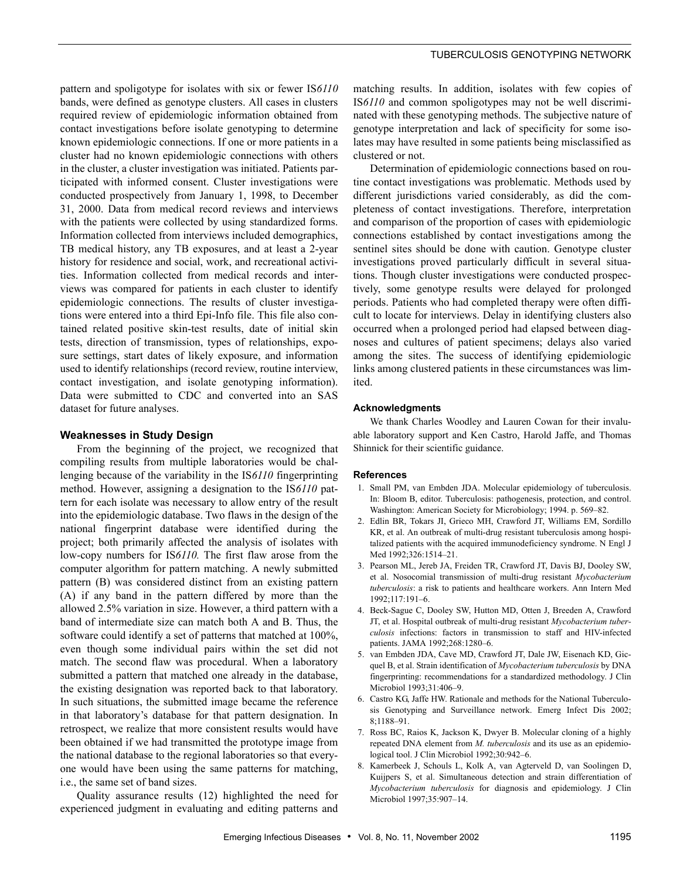pattern and spoligotype for isolates with six or fewer IS*6110* bands, were defined as genotype clusters. All cases in clusters required review of epidemiologic information obtained from contact investigations before isolate genotyping to determine known epidemiologic connections. If one or more patients in a cluster had no known epidemiologic connections with others in the cluster, a cluster investigation was initiated. Patients participated with informed consent. Cluster investigations were conducted prospectively from January 1, 1998, to December 31, 2000. Data from medical record reviews and interviews with the patients were collected by using standardized forms. Information collected from interviews included demographics, TB medical history, any TB exposures, and at least a 2-year history for residence and social, work, and recreational activities. Information collected from medical records and interviews was compared for patients in each cluster to identify epidemiologic connections. The results of cluster investigations were entered into a third Epi-Info file. This file also contained related positive skin-test results, date of initial skin tests, direction of transmission, types of relationships, exposure settings, start dates of likely exposure, and information used to identify relationships (record review, routine interview, contact investigation, and isolate genotyping information). Data were submitted to CDC and converted into an SAS dataset for future analyses.

### Weaknesses in Study Design

From the beginning of the project, we recognized that compiling results from multiple laboratories would be challenging because of the variability in the IS*6110* fingerprinting method. However, assigning a designation to the IS*6110* pattern for each isolate was necessary to allow entry of the result into the epidemiologic database. Two flaws in the design of the national fingerprint database were identified during the project; both primarily affected the analysis of isolates with low-copy numbers for IS*6110.* The first flaw arose from the computer algorithm for pattern matching. A newly submitted pattern (B) was considered distinct from an existing pattern (A) if any band in the pattern differed by more than the allowed 2.5% variation in size. However, a third pattern with a band of intermediate size can match both A and B. Thus, the software could identify a set of patterns that matched at 100%, even though some individual pairs within the set did not match. The second flaw was procedural. When a laboratory submitted a pattern that matched one already in the database, the existing designation was reported back to that laboratory. In such situations, the submitted image became the reference in that laboratory's database for that pattern designation. In retrospect, we realize that more consistent results would have been obtained if we had transmitted the prototype image from the national database to the regional laboratories so that everyone would have been using the same patterns for matching, i.e., the same set of band sizes.

Quality assurance results (12) highlighted the need for experienced judgment in evaluating and editing patterns and matching results. In addition, isolates with few copies of IS*6110* and common spoligotypes may not be well discriminated with these genotyping methods. The subjective nature of genotype interpretation and lack of specificity for some isolates may have resulted in some patients being misclassified as clustered or not.

Determination of epidemiologic connections based on routine contact investigations was problematic. Methods used by different jurisdictions varied considerably, as did the completeness of contact investigations. Therefore, interpretation and comparison of the proportion of cases with epidemiologic connections established by contact investigations among the sentinel sites should be done with caution. Genotype cluster investigations proved particularly difficult in several situations. Though cluster investigations were conducted prospectively, some genotype results were delayed for prolonged periods. Patients who had completed therapy were often difficult to locate for interviews. Delay in identifying clusters also occurred when a prolonged period had elapsed between diagnoses and cultures of patient specimens; delays also varied among the sites. The success of identifying epidemiologic links among clustered patients in these circumstances was limited.

### Acknowledgments

We thank Charles Woodley and Lauren Cowan for their invaluable laboratory support and Ken Castro, Harold Jaffe, and Thomas Shinnick for their scientific guidance.

### References

1. Small PM, van Embden JDA. Molecular epidemiology of tuberculosis. In: Bloom B, editor. Tuberculosis: pathogenesis, protection, and control. Washington: American Society for Microbiology; 1994. p. 569–82.
2. Edlin BR, Tokars JI, Grieco MH, Crawford JT, Williams EM, Sordillo KR, et al. An outbreak of multi-drug resistant tuberculosis among hospitalized patients with the acquired immunodeficiency syndrome. N Engl J Med 1992;326:1514–21.
3. Pearson ML, Jereb JA, Freiden TR, Crawford JT, Davis BJ, Dooley SW, et al. Nosocomial transmission of multi-drug resistant *Mycobacterium tuberculosis*: a risk to patients and healthcare workers. Ann Intern Med 1992;117:191–6.
4. Beck-Sague C, Dooley SW, Hutton MD, Otten J, Breeden A, Crawford JT, et al. Hospital outbreak of multi-drug resistant *Mycobacterium tuberculosis* infections: factors in transmission to staff and HIV-infected patients. JAMA 1992;268:1280–6.
5. van Embden JDA, Cave MD, Crawford JT, Dale JW, Eisenach KD, Gicquel B, et al. Strain identification of *Mycobacterium tuberculosis* by DNA fingerprinting: recommendations for a standardized methodology. J Clin Microbiol 1993;31:406–9.
6. Castro KG, Jaffe HW. Rationale and methods for the National Tuberculosis Genotyping and Surveillance network. Emerg Infect Dis 2002; 8;1188–91.
7. Ross BC, Raios K, Jackson K, Dwyer B. Molecular cloning of a highly repeated DNA element from *M. tuberculosis* and its use as an epidemiological tool. J Clin Microbiol 1992;30:942–6.
8. Kamerbeek J, Schouls L, Kolk A, van Agterveld D, van Soolingen D, Kuijpers S, et al. Simultaneous detection and strain differentiation of *Mycobacterium tuberculosis* for diagnosis and epidemiology. J Clin Microbiol 1997;35:907–14.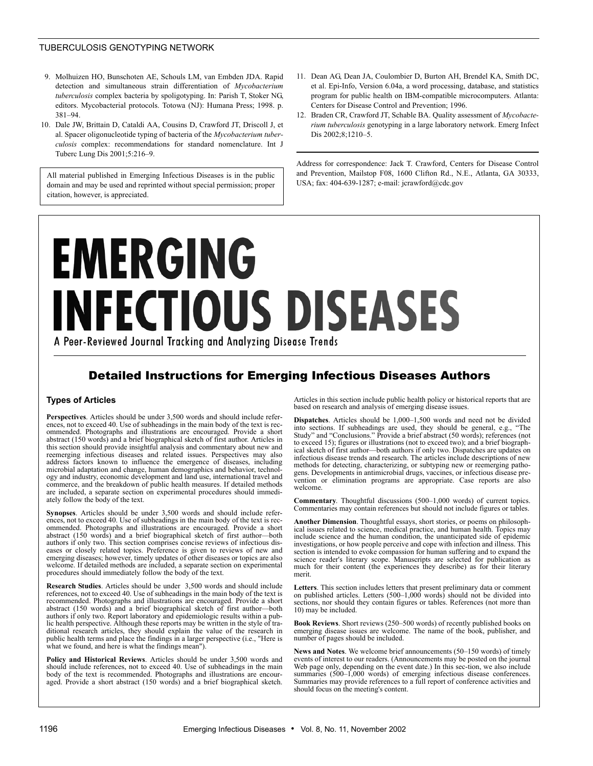9. Molhuizen HO, Bunschoten AE, Schouls LM, van Embden JDA. Rapid detection and simultaneous strain differentiation of *Mycobacterium tuberculosis* complex bacteria by spoligotyping. In: Parish T, Stoker NG, editors. Mycobacterial protocols. Totowa (NJ): Humana Press; 1998. p. 381–94.
10. Dale JW, Brittain D, Cataldi AA, Cousins D, Crawford JT, Driscoll J, et al. Spacer oligonucleotide typing of bacteria of the *Mycobacterium tuberculosis* complex: recommendations for standard nomenclature. Int J Tuberc Lung Dis 2001;5:216–9.
11. Dean AG, Dean JA, Coulombier D, Burton AH, Brendel KA, Smith DC, et al. Epi-Info, Version 6.04a, a word processing, database, and statistics program for public health on IBM-compatible microcomputers. Atlanta: Centers for Disease Control and Prevention; 1996.
12. Braden CR, Crawford JT, Schable BA. Quality assessment of *Mycobacterium tuberculosis* genotyping in a large laboratory network. Emerg Infect Dis 2002;8;1210–5.

Address for correspondence: Jack T. Crawford, Centers for Disease Control and Prevention, Mailstop F08, 1600 Clifton Rd., N.E., Atlanta, GA 30333, USA; fax: 404-639-1287; e-mail: jcrawford@cdc.gov

All material published in Emerging Infectious Diseases is in the public domain and may be used and reprinted without special permission; proper citation, however, is appreciated.

# EMERGING INFECTIOUS DISEASES

A Peer-Reviewed Journal Tracking and Analyzing Disease Trends

## Detailed Instructions for Emerging Infectious Diseases Authors

### Types of Articles

**Perspectives**. Articles should be under 3,500 words and should include references, not to exceed 40. Use of subheadings in the main body of the text is recommended. Photographs and illustrations are encouraged. Provide a short abstract (150 words) and a brief biographical sketch of first author. Articles in this section should provide insightful analysis and commentary about new and reemerging infectious diseases and related issues. Perspectives may also address factors known to influence the emergence of diseases, including microbial adaptation and change, human demographics and behavior, technology and industry, economic development and land use, international travel and commerce, and the breakdown of public health measures. If detailed methods are included, a separate section on experimental procedures should immediately follow the body of the text.

**Synopses**. Articles should be under 3,500 words and should include references, not to exceed 40. Use of subheadings in the main body of the text is recommended. Photographs and illustrations are encouraged. Provide a short abstract (150 words) and a brief biographical sketch of first author—both authors if only two. This section comprises concise reviews of infectious diseases or closely related topics. Preference is given to reviews of new and emerging diseases; however, timely updates of other diseases or topics are also welcome. If detailed methods are included, a separate section on experimental procedures should immediately follow the body of the text.

**Research Studies**. Articles should be under 3,500 words and should include references, not to exceed 40. Use of subheadings in the main body of the text is recommended. Photographs and illustrations are encouraged. Provide a short abstract (150 words) and a brief biographical sketch of first author—both authors if only two. Report laboratory and epidemiologic results within a public health perspective. Although these reports may be written in the style of traditional research articles, they should explain the value of the research in public health terms and place the findings in a larger perspective (i.e., "Here is what we found, and here is what the findings mean").

**Policy and Historical Reviews**. Articles should be under 3,500 words and should include references, not to exceed 40. Use of subheadings in the main body of the text is recommended. Photographs and illustrations are encouraged. Provide a short abstract (150 words) and a brief biographical sketch. Articles in this section include public health policy or historical reports that are based on research and analysis of emerging disease issues.

**Dispatches**. Articles should be 1,000–1,500 words and need not be divided into sections. If subheadings are used, they should be general, e.g., "The Study" and "Conclusions." Provide a brief abstract (50 words); references (not to exceed 15); figures or illustrations (not to exceed two); and a brief biographical sketch of first author—both authors if only two. Dispatches are updates on infectious disease trends and research. The articles include descriptions of new methods for detecting, characterizing, or subtyping new or reemerging pathogens. Developments in antimicrobial drugs, vaccines, or infectious disease prevention or elimination programs are appropriate. Case reports are also welcome.

**Commentary**. Thoughtful discussions (500–1,000 words) of current topics. Commentaries may contain references but should not include figures or tables.

**Another Dimension**. Thoughtful essays, short stories, or poems on philosophical issues related to science, medical practice, and human health. Topics may include science and the human condition, the unanticipated side of epidemic investigations, or how people perceive and cope with infection and illness. This section is intended to evoke compassion for human suffering and to expand the science reader's literary scope. Manuscripts are selected for publication as much for their content (the experiences they describe) as for their literary merit.

**Letters**. This section includes letters that present preliminary data or comment on published articles. Letters (500–1,000 words) should not be divided into sections, nor should they contain figures or tables. References (not more than 10) may be included.

**Book Reviews**. Short reviews (250–500 words) of recently published books on emerging disease issues are welcome. The name of the book, publisher, and number of pages should be included.

**News and Notes**. We welcome brief announcements (50–150 words) of timely events of interest to our readers. (Announcements may be posted on the journal Web page only, depending on the event date.) In this sec-tion, we also include summaries (500–1,000 words) of emerging infectious disease conferences. Summaries may provide references to a full report of conference activities and should focus on the meeting's content.